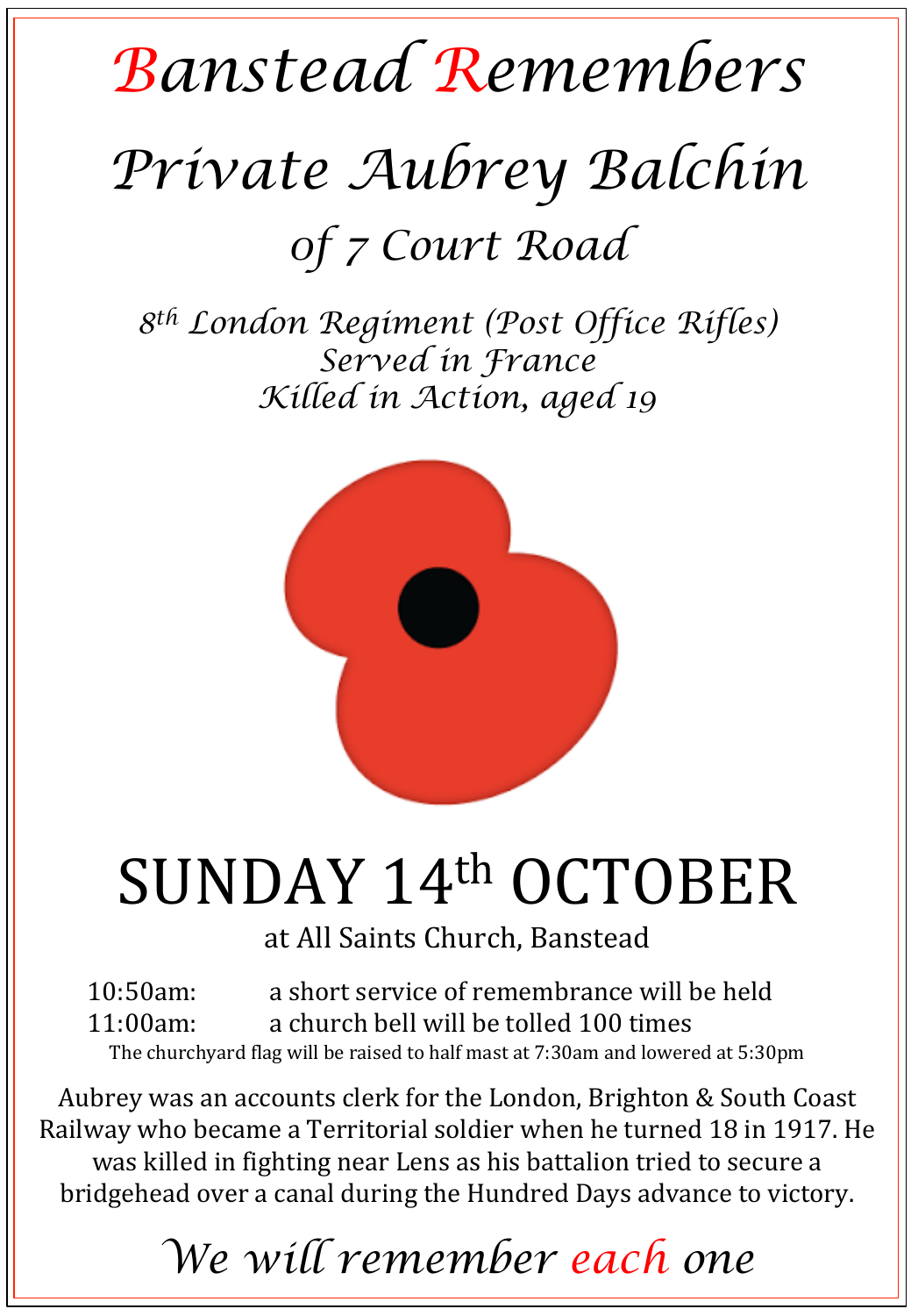# *Banstead Remembers*

## *Private Aubrey Balchin*

### *of 7 Court Road*

*8th London Regiment (Post Office Rifles)*
*Served in France*
*Killed in Action, aged 19*

# SUNDAY 14th OCTOBER

at All Saints Church, Banstead

10:50am: a short service of remembrance will be held
11:00am: a church bell will be tolled 100 times

The churchyard flag will be raised to half mast at 7:30am and lowered at 5:30pm

Aubrey was an accounts clerk for the London, Brighton & South Coast Railway who became a Territorial soldier when he turned 18 in 1917. He was killed in fighting near Lens as his battalion tried to secure a bridgehead over a canal during the Hundred Days advance to victory.

*We will remember each one*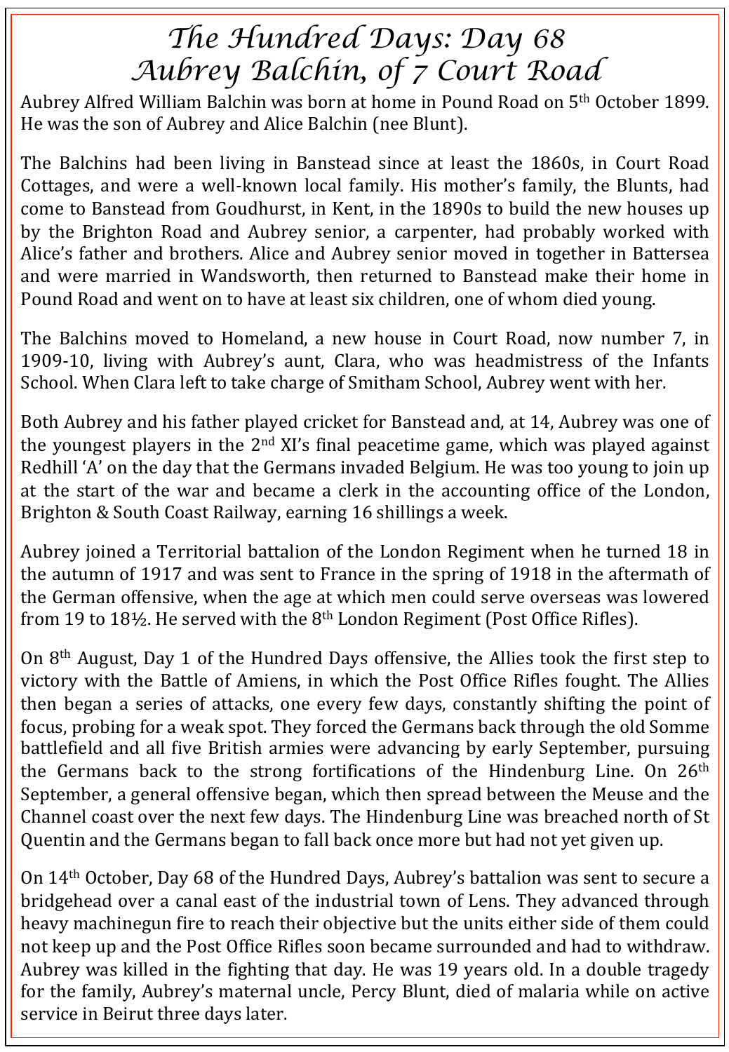# The Hundred Days: Day 68
# Aubrey Balchin, of 7 Court Road

Aubrey Alfred William Balchin was born at home in Pound Road on 5th October 1899. He was the son of Aubrey and Alice Balchin (nee Blunt).

The Balchins had been living in Banstead since at least the 1860s, in Court Road Cottages, and were a well-known local family. His mother's family, the Blunts, had come to Banstead from Goudhurst, in Kent, in the 1890s to build the new houses up by the Brighton Road and Aubrey senior, a carpenter, had probably worked with Alice's father and brothers. Alice and Aubrey senior moved in together in Battersea and were married in Wandsworth, then returned to Banstead make their home in Pound Road and went on to have at least six children, one of whom died young.

The Balchins moved to Homeland, a new house in Court Road, now number 7, in 1909-10, living with Aubrey's aunt, Clara, who was headmistress of the Infants School. When Clara left to take charge of Smitham School, Aubrey went with her.

Both Aubrey and his father played cricket for Banstead and, at 14, Aubrey was one of the youngest players in the 2nd XI's final peacetime game, which was played against Redhill 'A' on the day that the Germans invaded Belgium. He was too young to join up at the start of the war and became a clerk in the accounting office of the London, Brighton & South Coast Railway, earning 16 shillings a week.

Aubrey joined a Territorial battalion of the London Regiment when he turned 18 in the autumn of 1917 and was sent to France in the spring of 1918 in the aftermath of the German offensive, when the age at which men could serve overseas was lowered from 19 to 18½. He served with the 8th London Regiment (Post Office Rifles).

On 8th August, Day 1 of the Hundred Days offensive, the Allies took the first step to victory with the Battle of Amiens, in which the Post Office Rifles fought. The Allies then began a series of attacks, one every few days, constantly shifting the point of focus, probing for a weak spot. They forced the Germans back through the old Somme battlefield and all five British armies were advancing by early September, pursuing the Germans back to the strong fortifications of the Hindenburg Line. On 26th September, a general offensive began, which then spread between the Meuse and the Channel coast over the next few days. The Hindenburg Line was breached north of St Quentin and the Germans began to fall back once more but had not yet given up.

On 14th October, Day 68 of the Hundred Days, Aubrey's battalion was sent to secure a bridgehead over a canal east of the industrial town of Lens. They advanced through heavy machinegun fire to reach their objective but the units either side of them could not keep up and the Post Office Rifles soon became surrounded and had to withdraw. Aubrey was killed in the fighting that day. He was 19 years old. In a double tragedy for the family, Aubrey's maternal uncle, Percy Blunt, died of malaria while on active service in Beirut three days later.